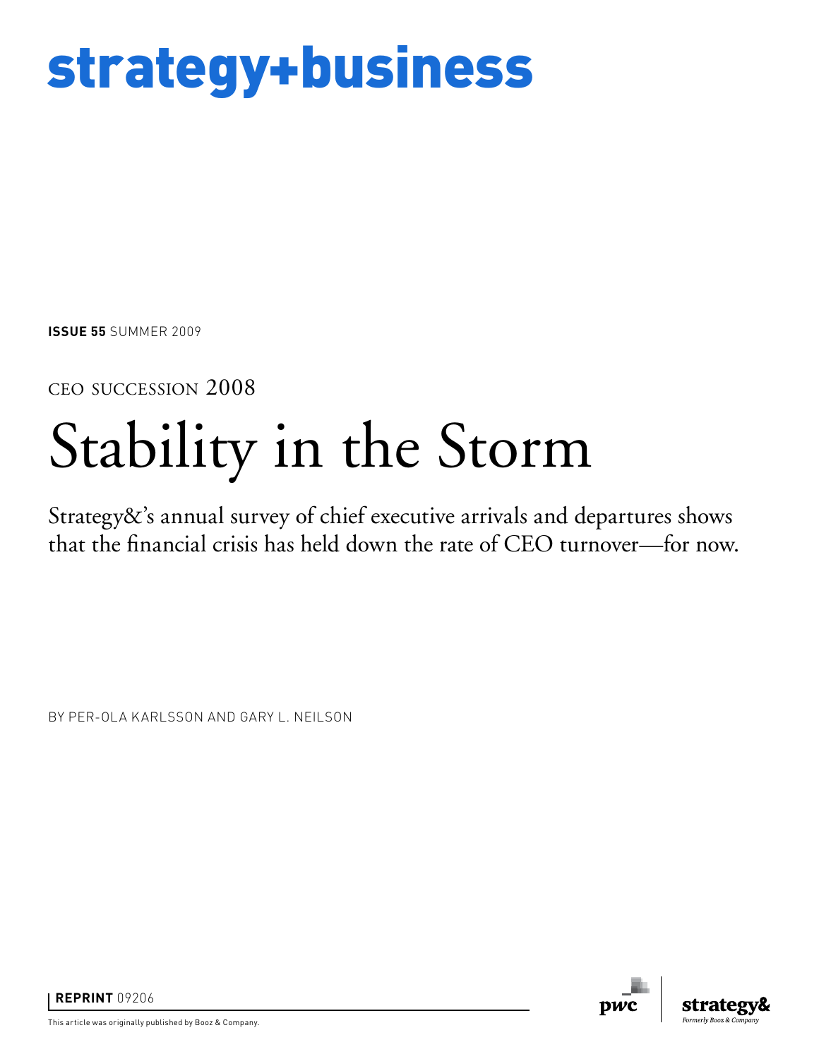# strategy+business

**ISSUE 55** SUMMER 2009

CEO SUCCESSION 2008

# Stability in the Storm

Strategy&'s annual survey of chief executive arrivals and departures shows that the financial crisis has held down the rate of CEO turnover—for now.

BY PER-OLA KARLSSON AND GARY L. NEILSON

**REPRINT** 09206

This article was originally published by Booz & Company.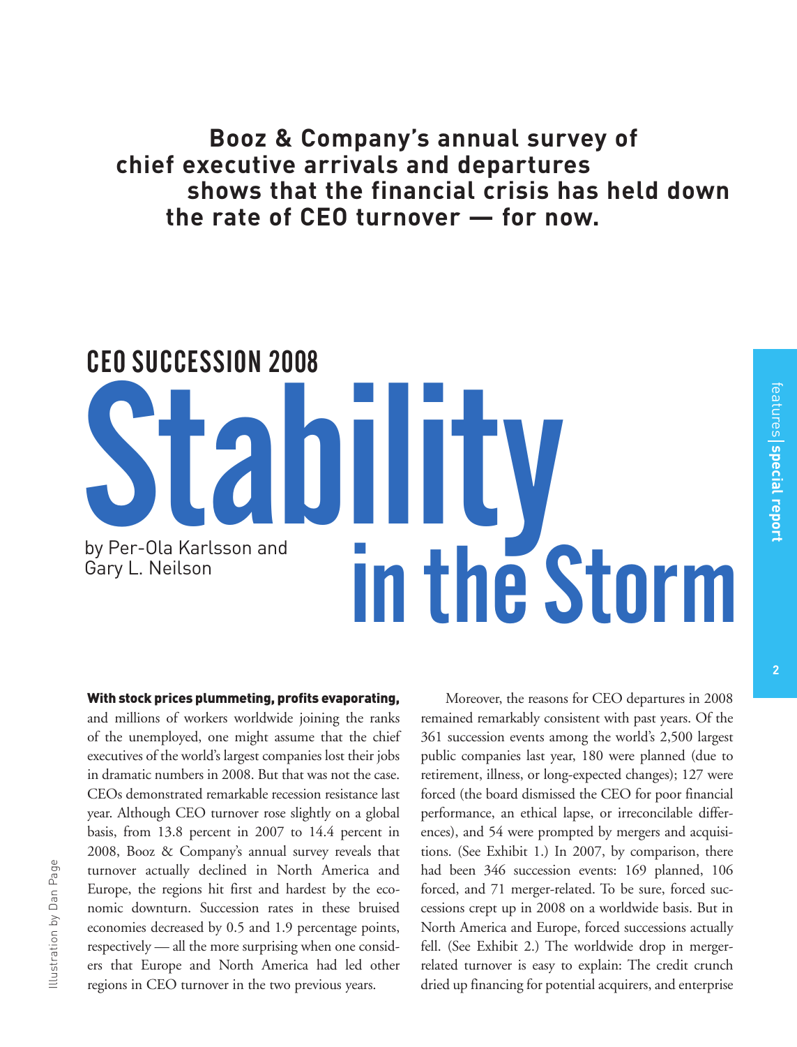**Booz & Company's annual survey of chief executive arrivals and departures shows that the financial crisis has held down the rate of CEO turnover — for now.**

## CEO SUCCESSION 2008

# Stability in the Storm

by Per-Ola Karlsson and Gary L. Neilson

Illustration by Dan Page

**With stock prices plummeting, profits evaporating,** and millions of workers worldwide joining the ranks of the unemployed, one might assume that the chief executives of the world's largest companies lost their jobs in dramatic numbers in 2008. But that was not the case. CEOs demonstrated remarkable recession resistance last year. Although CEO turnover rose slightly on a global basis, from 13.8 percent in 2007 to 14.4 percent in 2008, Booz & Company's annual survey reveals that turnover actually declined in North America and Europe, the regions hit first and hardest by the economic downturn. Succession rates in these bruised economies decreased by 0.5 and 1.9 percentage points, respectively — all the more surprising when one considers that Europe and North America had led other regions in CEO turnover in the two previous years.

Moreover, the reasons for CEO departures in 2008 remained remarkably consistent with past years. Of the 361 succession events among the world's 2,500 largest public companies last year, 180 were planned (due to retirement, illness, or long-expected changes); 127 were forced (the board dismissed the CEO for poor financial performance, an ethical lapse, or irreconcilable differences), and 54 were prompted by mergers and acquisitions. (See Exhibit 1.) In 2007, by comparison, there had been 346 succession events: 169 planned, 106 forced, and 71 merger-related. To be sure, forced successions crept up in 2008 on a worldwide basis. But in North America and Europe, forced successions actually fell. (See Exhibit 2.) The worldwide drop in merger-related turnover is easy to explain: The credit crunch dried up financing for potential acquirers, and enterprise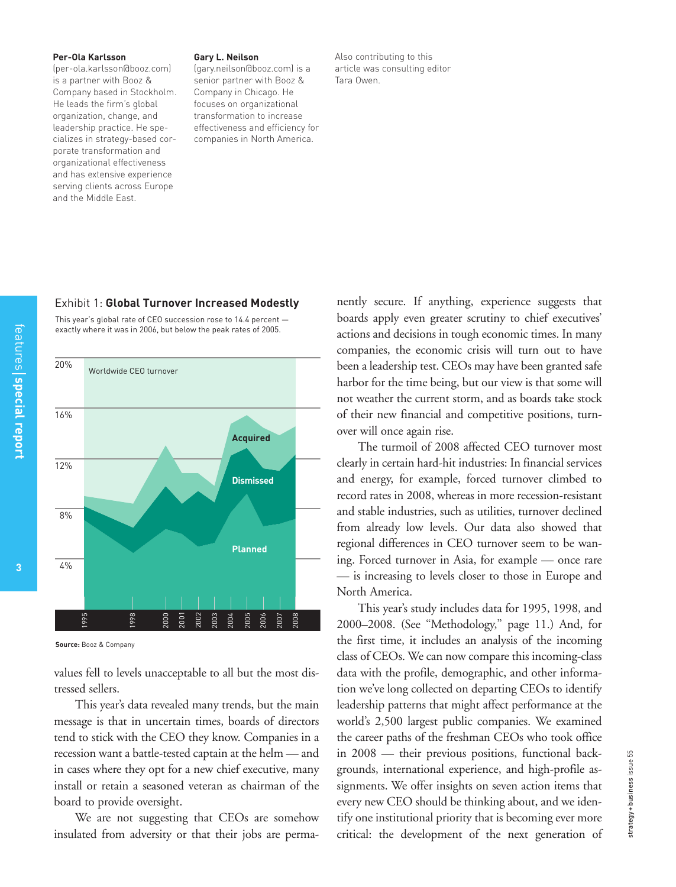**Per-Ola Karlsson**
(per-ola.karlsson@booz.com) is a partner with Booz & Company based in Stockholm. He leads the firm's global organization, change, and leadership practice. He specializes in strategy-based corporate transformation and organizational effectiveness and has extensive experience serving clients across Europe and the Middle East.

**Gary L. Neilson**
(gary.neilson@booz.com) is a senior partner with Booz & Company in Chicago. He focuses on organizational transformation to increase effectiveness and efficiency for companies in North America.

Also contributing to this article was consulting editor Tara Owen.

Exhibit 1: **Global Turnover Increased Modestly**

This year's global rate of CEO succession rose to 14.4 percent — exactly where it was in 2006, but below the peak rates of 2005.

Worldwide CEO turnover (Acquired, Dismissed, Planned; 1995, 1998, 2000–2008; 0–20%)

**Source:** Booz & Company

values fell to levels unacceptable to all but the most distressed sellers.

This year's data revealed many trends, but the main message is that in uncertain times, boards of directors tend to stick with the CEO they know. Companies in a recession want a battle-tested captain at the helm — and in cases where they opt for a new chief executive, many install or retain a seasoned veteran as chairman of the board to provide oversight.

We are not suggesting that CEOs are somehow insulated from adversity or that their jobs are permanently secure. If anything, experience suggests that boards apply even greater scrutiny to chief executives' actions and decisions in tough economic times. In many companies, the economic crisis will turn out to have been a leadership test. CEOs may have been granted safe harbor for the time being, but our view is that some will not weather the current storm, and as boards take stock of their new financial and competitive positions, turnover will once again rise.

The turmoil of 2008 affected CEO turnover most clearly in certain hard-hit industries: In financial services and energy, for example, forced turnover climbed to record rates in 2008, whereas in more recession-resistant and stable industries, such as utilities, turnover declined from already low levels. Our data also showed that regional differences in CEO turnover seem to be waning. Forced turnover in Asia, for example — once rare — is increasing to levels closer to those in Europe and North America.

This year's study includes data for 1995, 1998, and 2000–2008. (See "Methodology," page 11.) And, for the first time, it includes an analysis of the incoming class of CEOs. We can now compare this incoming-class data with the profile, demographic, and other information we've long collected on departing CEOs to identify leadership patterns that might affect performance at the world's 2,500 largest public companies. We examined the career paths of the freshman CEOs who took office in 2008 — their previous positions, functional backgrounds, international experience, and high-profile assignments. We offer insights on seven action items that every new CEO should be thinking about, and we identify one institutional priority that is becoming ever more critical: the development of the next generation of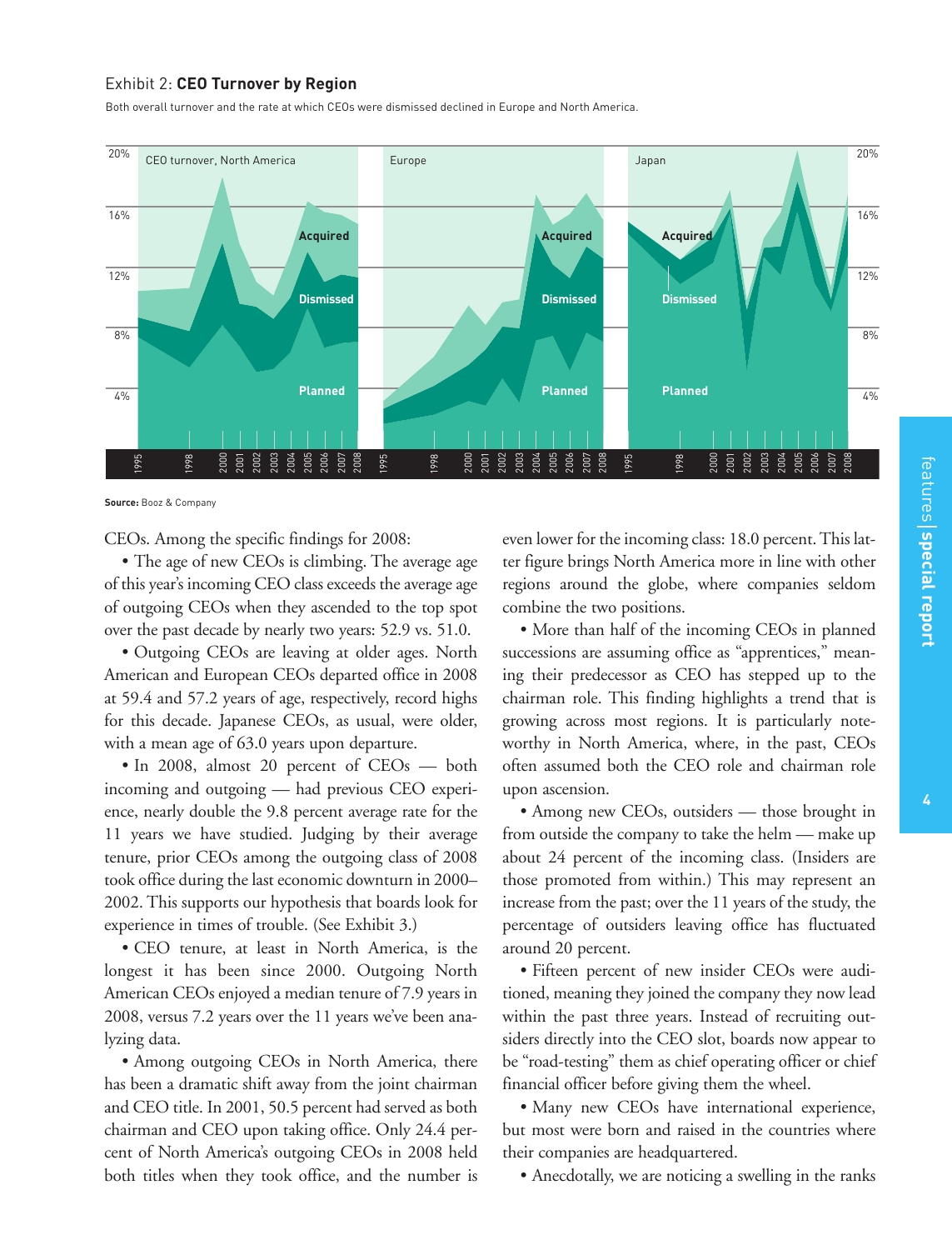Exhibit 2: **CEO Turnover by Region**

Both overall turnover and the rate at which CEOs were dismissed declined in Europe and North America.

**Source:** Booz & Company

CEOs. Among the specific findings for 2008:

- The age of new CEOs is climbing. The average age of this year's incoming CEO class exceeds the average age of outgoing CEOs when they ascended to the top spot over the past decade by nearly two years: 52.9 vs. 51.0.
- Outgoing CEOs are leaving at older ages. North American and European CEOs departed office in 2008 at 59.4 and 57.2 years of age, respectively, record highs for this decade. Japanese CEOs, as usual, were older, with a mean age of 63.0 years upon departure.
- In 2008, almost 20 percent of CEOs — both incoming and outgoing — had previous CEO experience, nearly double the 9.8 percent average rate for the 11 years we have studied. Judging by their average tenure, prior CEOs among the outgoing class of 2008 took office during the last economic downturn in 2000–2002. This supports our hypothesis that boards look for experience in times of trouble. (See Exhibit 3.)
- CEO tenure, at least in North America, is the longest it has been since 2000. Outgoing North American CEOs enjoyed a median tenure of 7.9 years in 2008, versus 7.2 years over the 11 years we've been analyzing data.
- Among outgoing CEOs in North America, there has been a dramatic shift away from the joint chairman and CEO title. In 2001, 50.5 percent had served as both chairman and CEO upon taking office. Only 24.4 percent of North America's outgoing CEOs in 2008 held both titles when they took office, and the number is even lower for the incoming class: 18.0 percent. This latter figure brings North America more in line with other regions around the globe, where companies seldom combine the two positions.
- More than half of the incoming CEOs in planned successions are assuming office as "apprentices," meaning their predecessor as CEO has stepped up to the chairman role. This finding highlights a trend that is growing across most regions. It is particularly noteworthy in North America, where, in the past, CEOs often assumed both the CEO role and chairman role upon ascension.
- Among new CEOs, outsiders — those brought in from outside the company to take the helm — make up about 24 percent of the incoming class. (Insiders are those promoted from within.) This may represent an increase from the past; over the 11 years of the study, the percentage of outsiders leaving office has fluctuated around 20 percent.
- Fifteen percent of new insider CEOs were auditioned, meaning they joined the company they now lead within the past three years. Instead of recruiting outsiders directly into the CEO slot, boards now appear to be "road-testing" them as chief operating officer or chief financial officer before giving them the wheel.
- Many new CEOs have international experience, but most were born and raised in the countries where their companies are headquartered.
- Anecdotally, we are noticing a swelling in the ranks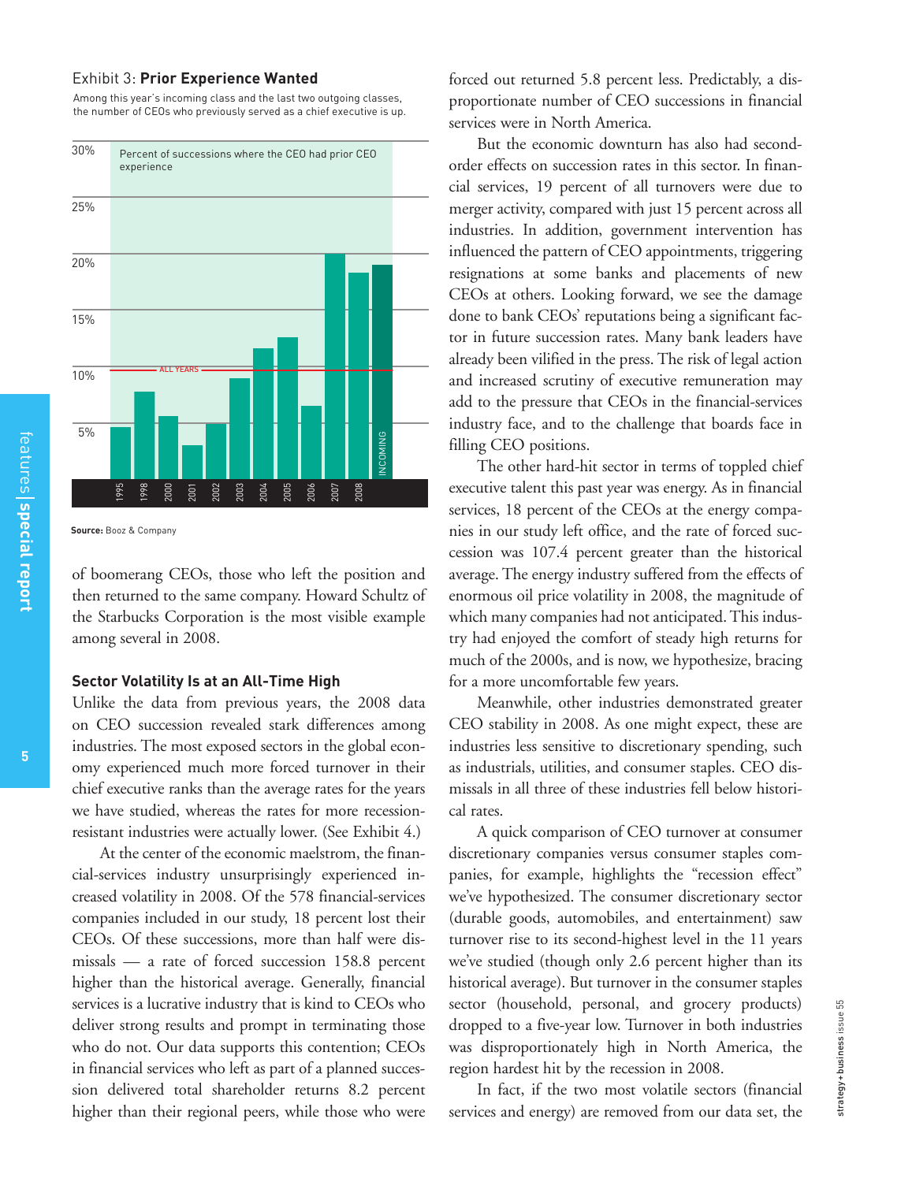Exhibit 3: **Prior Experience Wanted**

Among this year's incoming class and the last two outgoing classes, the number of CEOs who previously served as a chief executive is up.

Percent of successions where the CEO had prior CEO experience

| Year | Percent (approx.) |
|---|---|
| 1995 | ~4.5% |
| 1998 | ~8% |
| 2000 | ~5.5% |
| 2001 | ~3% |
| 2002 | ~5% |
| 2003 | ~9% |
| 2004 | ~11.5% |
| 2005 | ~12.5% |
| 2006 | ~6.5% |
| 2007 | ~20% |
| 2008 | ~18% |
| INCOMING | ~19% |
| ALL YEARS | ~10% |

**Source:** Booz & Company

of boomerang CEOs, those who left the position and then returned to the same company. Howard Schultz of the Starbucks Corporation is the most visible example among several in 2008.

### Sector Volatility Is at an All-Time High

Unlike the data from previous years, the 2008 data on CEO succession revealed stark differences among industries. The most exposed sectors in the global economy experienced much more forced turnover in their chief executive ranks than the average rates for the years we have studied, whereas the rates for more recession-resistant industries were actually lower. (See Exhibit 4.)

At the center of the economic maelstrom, the financial-services industry unsurprisingly experienced increased volatility in 2008. Of the 578 financial-services companies included in our study, 18 percent lost their CEOs. Of these successions, more than half were dismissals — a rate of forced succession 158.8 percent higher than the historical average. Generally, financial services is a lucrative industry that is kind to CEOs who deliver strong results and prompt in terminating those who do not. Our data supports this contention; CEOs in financial services who left as part of a planned succession delivered total shareholder returns 8.2 percent higher than their regional peers, while those who were forced out returned 5.8 percent less. Predictably, a disproportionate number of CEO successions in financial services were in North America.

But the economic downturn has also had second-order effects on succession rates in this sector. In financial services, 19 percent of all turnovers were due to merger activity, compared with just 15 percent across all industries. In addition, government intervention has influenced the pattern of CEO appointments, triggering resignations at some banks and placements of new CEOs at others. Looking forward, we see the damage done to bank CEOs' reputations being a significant factor in future succession rates. Many bank leaders have already been vilified in the press. The risk of legal action and increased scrutiny of executive remuneration may add to the pressure that CEOs in the financial-services industry face, and to the challenge that boards face in filling CEO positions.

The other hard-hit sector in terms of toppled chief executive talent this past year was energy. As in financial services, 18 percent of the CEOs at the energy companies in our study left office, and the rate of forced succession was 107.4 percent greater than the historical average. The energy industry suffered from the effects of enormous oil price volatility in 2008, the magnitude of which many companies had not anticipated. This industry had enjoyed the comfort of steady high returns for much of the 2000s, and is now, we hypothesize, bracing for a more uncomfortable few years.

Meanwhile, other industries demonstrated greater CEO stability in 2008. As one might expect, these are industries less sensitive to discretionary spending, such as industrials, utilities, and consumer staples. CEO dismissals in all three of these industries fell below historical rates.

A quick comparison of CEO turnover at consumer discretionary companies versus consumer staples companies, for example, highlights the "recession effect" we've hypothesized. The consumer discretionary sector (durable goods, automobiles, and entertainment) saw turnover rise to its second-highest level in the 11 years we've studied (though only 2.6 percent higher than its historical average). But turnover in the consumer staples sector (household, personal, and grocery products) dropped to a five-year low. Turnover in both industries was disproportionately high in North America, the region hardest hit by the recession in 2008.

In fact, if the two most volatile sectors (financial services and energy) are removed from our data set, the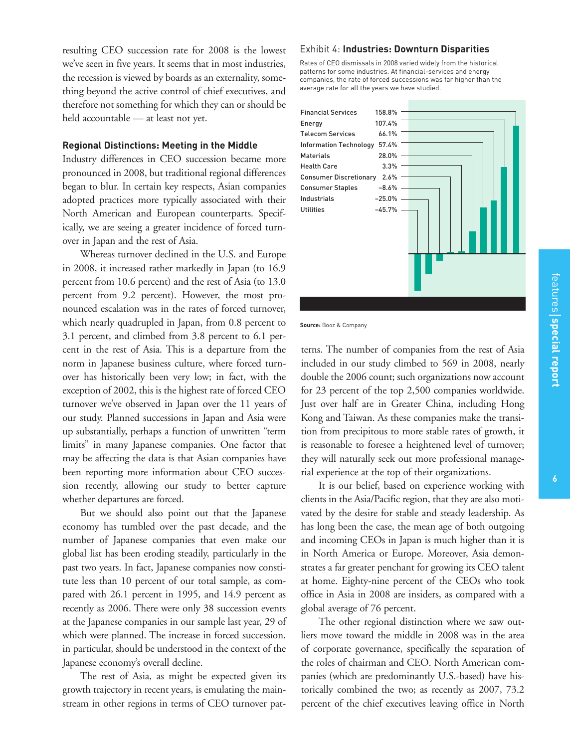resulting CEO succession rate for 2008 is the lowest we've seen in five years. It seems that in most industries, the recession is viewed by boards as an externality, something beyond the active control of chief executives, and therefore not something for which they can or should be held accountable — at least not yet.

### Regional Distinctions: Meeting in the Middle

Industry differences in CEO succession became more pronounced in 2008, but traditional regional differences began to blur. In certain key respects, Asian companies adopted practices more typically associated with their North American and European counterparts. Specifically, we are seeing a greater incidence of forced turnover in Japan and the rest of Asia.

Whereas turnover declined in the U.S. and Europe in 2008, it increased rather markedly in Japan (to 16.9 percent from 10.6 percent) and the rest of Asia (to 13.0 percent from 9.2 percent). However, the most pronounced escalation was in the rates of forced turnover, which nearly quadrupled in Japan, from 0.8 percent to 3.1 percent, and climbed from 3.8 percent to 6.1 percent in the rest of Asia. This is a departure from the norm in Japanese business culture, where forced turnover has historically been very low; in fact, with the exception of 2002, this is the highest rate of forced CEO turnover we've observed in Japan over the 11 years of our study. Planned successions in Japan and Asia were up substantially, perhaps a function of unwritten "term limits" in many Japanese companies. One factor that may be affecting the data is that Asian companies have been reporting more information about CEO succession recently, allowing our study to better capture whether departures are forced.

But we should also point out that the Japanese economy has tumbled over the past decade, and the number of Japanese companies that even make our global list has been eroding steadily, particularly in the past two years. In fact, Japanese companies now constitute less than 10 percent of our total sample, as compared with 26.1 percent in 1995, and 14.9 percent as recently as 2006. There were only 38 succession events at the Japanese companies in our sample last year, 29 of which were planned. The increase in forced succession, in particular, should be understood in the context of the Japanese economy's overall decline.

The rest of Asia, as might be expected given its growth trajectory in recent years, is emulating the mainstream in other regions in terms of CEO turnover patterns. The number of companies from the rest of Asia included in our study climbed to 569 in 2008, nearly double the 2006 count; such organizations now account for 23 percent of the top 2,500 companies worldwide. Just over half are in Greater China, including Hong Kong and Taiwan. As these companies make the transition from precipitous to more stable rates of growth, it is reasonable to foresee a heightened level of turnover; they will naturally seek out more professional managerial experience at the top of their organizations.

It is our belief, based on experience working with clients in the Asia/Pacific region, that they are also motivated by the desire for stable and steady leadership. As has long been the case, the mean age of both outgoing and incoming CEOs in Japan is much higher than it is in North America or Europe. Moreover, Asia demonstrates a far greater penchant for growing its CEO talent at home. Eighty-nine percent of the CEOs who took office in Asia in 2008 are insiders, as compared with a global average of 76 percent.

The other regional distinction where we saw outliers move toward the middle in 2008 was in the area of corporate governance, specifically the separation of the roles of chairman and CEO. North American companies (which are predominantly U.S.-based) have historically combined the two; as recently as 2007, 73.2 percent of the chief executives leaving office in North

Exhibit 4: **Industries: Downturn Disparities**

Rates of CEO dismissals in 2008 varied widely from the historical patterns for some industries. At financial-services and energy companies, the rate of forced successions was far higher than the average rate for all the years we have studied.

| Industry | |
|---|---|
| Financial Services | 158.8% |
| Energy | 107.4% |
| Telecom Services | 66.1% |
| Information Technology | 57.4% |
| Materials | 28.0% |
| Health Care | 3.3% |
| Consumer Discretionary | 2.6% |
| Consumer Staples | −8.6% |
| Industrials | −25.0% |
| Utilities | −45.7% |

**Source:** Booz & Company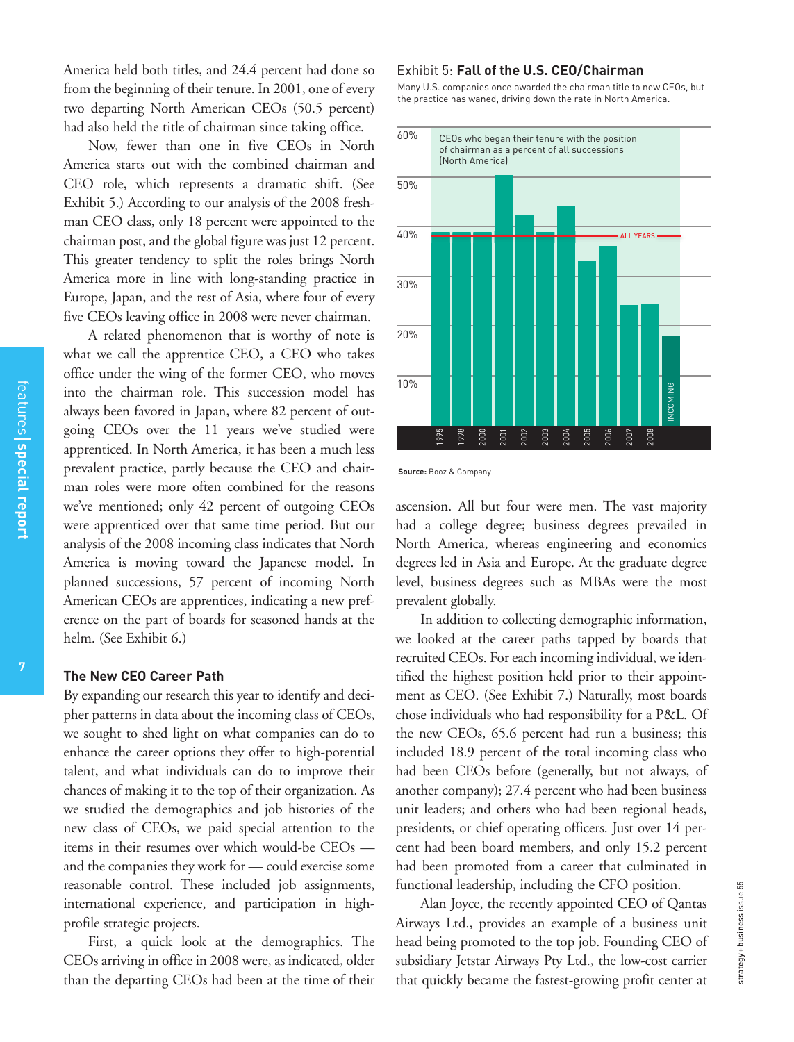America held both titles, and 24.4 percent had done so from the beginning of their tenure. In 2001, one of every two departing North American CEOs (50.5 percent) had also held the title of chairman since taking office.

Now, fewer than one in five CEOs in North America starts out with the combined chairman and CEO role, which represents a dramatic shift. (See Exhibit 5.) According to our analysis of the 2008 freshman CEO class, only 18 percent were appointed to the chairman post, and the global figure was just 12 percent. This greater tendency to split the roles brings North America more in line with long-standing practice in Europe, Japan, and the rest of Asia, where four of every five CEOs leaving office in 2008 were never chairman.

A related phenomenon that is worthy of note is what we call the apprentice CEO, a CEO who takes office under the wing of the former CEO, who moves into the chairman role. This succession model has always been favored in Japan, where 82 percent of outgoing CEOs over the 11 years we've studied were apprenticed. In North America, it has been a much less prevalent practice, partly because the CEO and chairman roles were more often combined for the reasons we've mentioned; only 42 percent of outgoing CEOs were apprenticed over that same time period. But our analysis of the 2008 incoming class indicates that North America is moving toward the Japanese model. In planned successions, 57 percent of incoming North American CEOs are apprentices, indicating a new preference on the part of boards for seasoned hands at the helm. (See Exhibit 6.)

### The New CEO Career Path

By expanding our research this year to identify and decipher patterns in data about the incoming class of CEOs, we sought to shed light on what companies can do to enhance the career options they offer to high-potential talent, and what individuals can do to improve their chances of making it to the top of their organization. As we studied the demographics and job histories of the new class of CEOs, we paid special attention to the items in their resumes over which would-be CEOs — and the companies they work for — could exercise some reasonable control. These included job assignments, international experience, and participation in high-profile strategic projects.

First, a quick look at the demographics. The CEOs arriving in office in 2008 were, as indicated, older than the departing CEOs had been at the time of their ascension. All but four were men. The vast majority had a college degree; business degrees prevailed in North America, whereas engineering and economics degrees led in Asia and Europe. At the graduate degree level, business degrees such as MBAs were the most prevalent globally.

In addition to collecting demographic information, we looked at the career paths tapped by boards that recruited CEOs. For each incoming individual, we identified the highest position held prior to their appointment as CEO. (See Exhibit 7.) Naturally, most boards chose individuals who had responsibility for a P&L. Of the new CEOs, 65.6 percent had run a business; this included 18.9 percent of the total incoming class who had been CEOs before (generally, but not always, of another company); 27.4 percent who had been business unit leaders; and others who had been regional heads, presidents, or chief operating officers. Just over 14 percent had been board members, and only 15.2 percent had been promoted from a career that culminated in functional leadership, including the CFO position.

Alan Joyce, the recently appointed CEO of Qantas Airways Ltd., provides an example of a business unit head being promoted to the top job. Founding CEO of subsidiary Jetstar Airways Pty Ltd., the low-cost carrier that quickly became the fastest-growing profit center at

Exhibit 5: **Fall of the U.S. CEO/Chairman**

Many U.S. companies once awarded the chairman title to new CEOs, but the practice has waned, driving down the rate in North America.

CEOs who began their tenure with the position of chairman as a percent of all successions (North America)

| Year | Percent (approx.) |
|---|---|
| 1995 | 40% |
| 1998 | 40% |
| 2000 | 40% |
| 2001 | 50.5% |
| 2002 | 42% |
| 2003 | 40% |
| 2004 | 44% |
| 2005 | 33% |
| 2006 | 36% |
| 2007 | 24% |
| 2008 | 24% |
| Incoming | 18% |
| All years | 38% |

**Source:** Booz & Company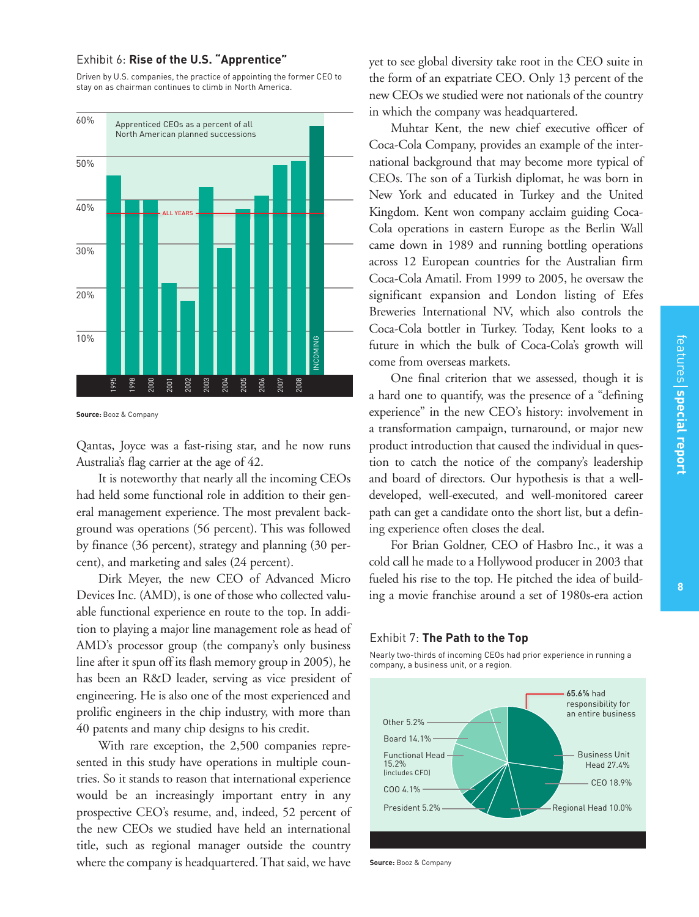Exhibit 6: **Rise of the U.S. "Apprentice"**

Driven by U.S. companies, the practice of appointing the former CEO to stay on as chairman continues to climb in North America.

Apprenticed CEOs as a percent of all North American planned successions

60%
50%
40%
30%
20%
10%

ALL YEARS

1995 1998 2000 2001 2002 2003 2004 2005 2006 2007 2008 INCOMING

**Source:** Booz & Company

Qantas, Joyce was a fast-rising star, and he now runs Australia's flag carrier at the age of 42.

It is noteworthy that nearly all the incoming CEOs had held some functional role in addition to their general management experience. The most prevalent background was operations (56 percent). This was followed by finance (36 percent), strategy and planning (30 percent), and marketing and sales (24 percent).

Dirk Meyer, the new CEO of Advanced Micro Devices Inc. (AMD), is one of those who collected valuable functional experience en route to the top. In addition to playing a major line management role as head of AMD's processor group (the company's only business line after it spun off its flash memory group in 2005), he has been an R&D leader, serving as vice president of engineering. He is also one of the most experienced and prolific engineers in the chip industry, with more than 40 patents and many chip designs to his credit.

With rare exception, the 2,500 companies represented in this study have operations in multiple countries. So it stands to reason that international experience would be an increasingly important entry in any prospective CEO's resume, and, indeed, 52 percent of the new CEOs we studied have held an international title, such as regional manager outside the country where the company is headquartered. That said, we have yet to see global diversity take root in the CEO suite in the form of an expatriate CEO. Only 13 percent of the new CEOs we studied were not nationals of the country in which the company was headquartered.

Muhtar Kent, the new chief executive officer of Coca-Cola Company, provides an example of the international background that may become more typical of CEOs. The son of a Turkish diplomat, he was born in New York and educated in Turkey and the United Kingdom. Kent won company acclaim guiding Coca-Cola operations in eastern Europe as the Berlin Wall came down in 1989 and running bottling operations across 12 European countries for the Australian firm Coca-Cola Amatil. From 1999 to 2005, he oversaw the significant expansion and London listing of Efes Breweries International NV, which also controls the Coca-Cola bottler in Turkey. Today, Kent looks to a future in which the bulk of Coca-Cola's growth will come from overseas markets.

One final criterion that we assessed, though it is a hard one to quantify, was the presence of a "defining experience" in the new CEO's history: involvement in a transformation campaign, turnaround, or major new product introduction that caused the individual in question to catch the notice of the company's leadership and board of directors. Our hypothesis is that a well-developed, well-executed, and well-monitored career path can get a candidate onto the short list, but a defining experience often closes the deal.

For Brian Goldner, CEO of Hasbro Inc., it was a cold call he made to a Hollywood producer in 2003 that fueled his rise to the top. He pitched the idea of building a movie franchise around a set of 1980s-era action

Exhibit 7: **The Path to the Top**

Nearly two-thirds of incoming CEOs had prior experience in running a company, a business unit, or a region.

65.6% had responsibility for an entire business

- Business Unit Head 27.4%
- CEO 18.9%
- Regional Head 10.0%
- President 5.2%
- COO 4.1%
- Functional Head 15.2% (includes CFO)
- Board 14.1%
- Other 5.2%

**Source:** Booz & Company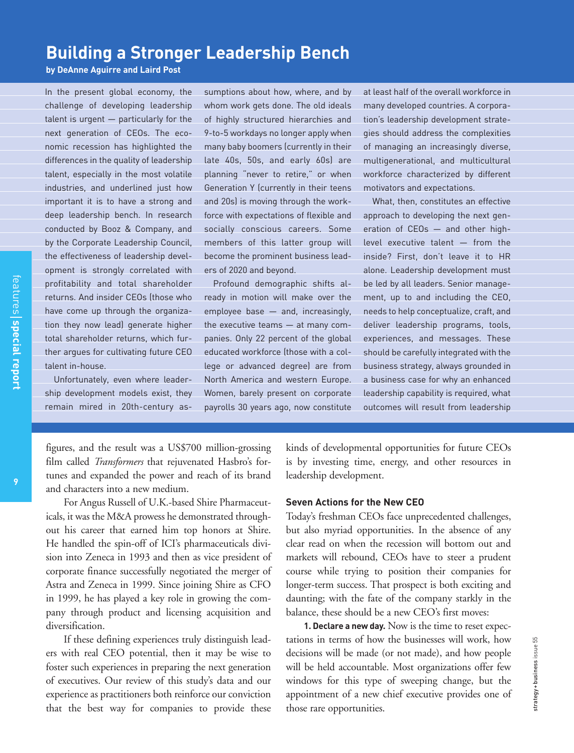## Building a Stronger Leadership Bench

**by DeAnne Aguirre and Laird Post**

In the present global economy, the challenge of developing leadership talent is urgent — particularly for the next generation of CEOs. The economic recession has highlighted the differences in the quality of leadership talent, especially in the most volatile industries, and underlined just how important it is to have a strong and deep leadership bench. In research conducted by Booz & Company, and by the Corporate Leadership Council, the effectiveness of leadership development is strongly correlated with profitability and total shareholder returns. And insider CEOs (those who have come up through the organization they now lead) generate higher total shareholder returns, which further argues for cultivating future CEO talent in-house.

Unfortunately, even where leadership development models exist, they remain mired in 20th-century assumptions about how, where, and by whom work gets done. The old ideals of highly structured hierarchies and 9-to-5 workdays no longer apply when many baby boomers (currently in their late 40s, 50s, and early 60s) are planning "never to retire," or when Generation Y (currently in their teens and 20s) is moving through the workforce with expectations of flexible and socially conscious careers. Some members of this latter group will become the prominent business leaders of 2020 and beyond.

Profound demographic shifts already in motion will make over the employee base — and, increasingly, the executive teams — at many companies. Only 22 percent of the global educated workforce (those with a college or advanced degree) are from North America and western Europe. Women, barely present on corporate payrolls 30 years ago, now constitute at least half of the overall workforce in many developed countries. A corporation's leadership development strategies should address the complexities of managing an increasingly diverse, multigenerational, and multicultural workforce characterized by different motivators and expectations.

What, then, constitutes an effective approach to developing the next generation of CEOs — and other high-level executive talent — from the inside? First, don't leave it to HR alone. Leadership development must be led by all leaders. Senior management, up to and including the CEO, needs to help conceptualize, craft, and deliver leadership programs, tools, experiences, and messages. These should be carefully integrated with the business strategy, always grounded in a business case for why an enhanced leadership capability is required, what outcomes will result from leadership

---

figures, and the result was a US$700 million-grossing film called *Transformers* that rejuvenated Hasbro's fortunes and expanded the power and reach of its brand and characters into a new medium.

For Angus Russell of U.K.-based Shire Pharmaceuticals, it was the M&A prowess he demonstrated throughout his career that earned him top honors at Shire. He handled the spin-off of ICI's pharmaceuticals division into Zeneca in 1993 and then as vice president of corporate finance successfully negotiated the merger of Astra and Zeneca in 1999. Since joining Shire as CFO in 1999, he has played a key role in growing the company through product and licensing acquisition and diversification.

If these defining experiences truly distinguish leaders with real CEO potential, then it may be wise to foster such experiences in preparing the next generation of executives. Our review of this study's data and our experience as practitioners both reinforce our conviction that the best way for companies to provide these kinds of developmental opportunities for future CEOs is by investing time, energy, and other resources in leadership development.

### Seven Actions for the New CEO

Today's freshman CEOs face unprecedented challenges, but also myriad opportunities. In the absence of any clear read on when the recession will bottom out and markets will rebound, CEOs have to steer a prudent course while trying to position their companies for longer-term success. That prospect is both exciting and daunting; with the fate of the company starkly in the balance, these should be a new CEO's first moves:

**1. Declare a new day.** Now is the time to reset expectations in terms of how the businesses will work, how decisions will be made (or not made), and how people will be held accountable. Most organizations offer few windows for this type of sweeping change, but the appointment of a new chief executive provides one of those rare opportunities.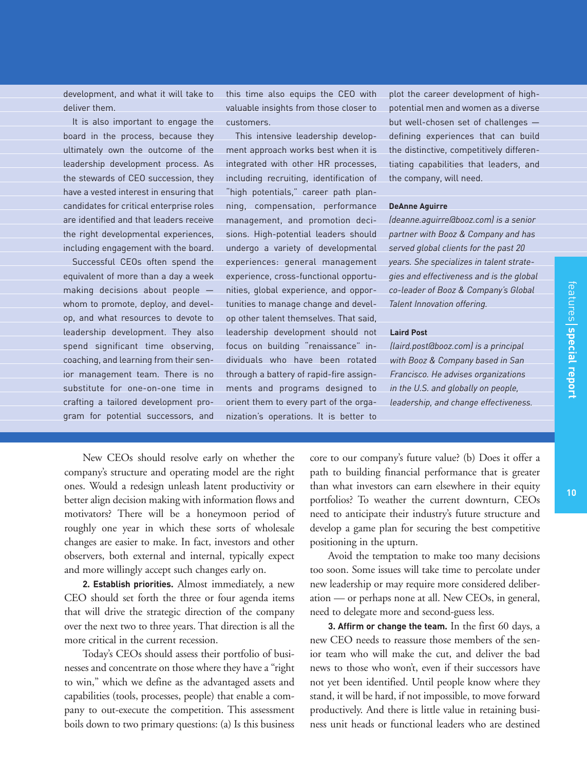development, and what it will take to deliver them.

It is also important to engage the board in the process, because they ultimately own the outcome of the leadership development process. As the stewards of CEO succession, they have a vested interest in ensuring that candidates for critical enterprise roles are identified and that leaders receive the right developmental experiences, including engagement with the board.

Successful CEOs often spend the equivalent of more than a day a week making decisions about people — whom to promote, deploy, and develop, and what resources to devote to leadership development. They also spend significant time observing, coaching, and learning from their senior management team. There is no substitute for one-on-one time in crafting a tailored development program for potential successors, and this time also equips the CEO with valuable insights from those closer to customers.

This intensive leadership development approach works best when it is integrated with other HR processes, including recruiting, identification of "high potentials," career path planning, compensation, performance management, and promotion decisions. High-potential leaders should undergo a variety of developmental experiences: general management experience, cross-functional opportunities, global experience, and opportunities to manage change and develop other talent themselves. That said, leadership development should not focus on building "renaissance" individuals who have been rotated through a battery of rapid-fire assignments and programs designed to orient them to every part of the organization's operations. It is better to plot the career development of high-potential men and women as a diverse but well-chosen set of challenges — defining experiences that can build the distinctive, competitively differentiating capabilities that leaders, and the company, will need.

**DeAnne Aguirre**

*(deanne.aguirre@booz.com) is a senior partner with Booz & Company and has served global clients for the past 20 years. She specializes in talent strategies and effectiveness and is the global co-leader of Booz & Company's Global Talent Innovation offering.*

**Laird Post**

*(laird.post@booz.com) is a principal with Booz & Company based in San Francisco. He advises organizations in the U.S. and globally on people, leadership, and change effectiveness.*

New CEOs should resolve early on whether the company's structure and operating model are the right ones. Would a redesign unleash latent productivity or better align decision making with information flows and motivators? There will be a honeymoon period of roughly one year in which these sorts of wholesale changes are easier to make. In fact, investors and other observers, both external and internal, typically expect and more willingly accept such changes early on.

**2. Establish priorities.** Almost immediately, a new CEO should set forth the three or four agenda items that will drive the strategic direction of the company over the next two to three years. That direction is all the more critical in the current recession.

Today's CEOs should assess their portfolio of businesses and concentrate on those where they have a "right to win," which we define as the advantaged assets and capabilities (tools, processes, people) that enable a company to out-execute the competition. This assessment boils down to two primary questions: (a) Is this business core to our company's future value? (b) Does it offer a path to building financial performance that is greater than what investors can earn elsewhere in their equity portfolios? To weather the current downturn, CEOs need to anticipate their industry's future structure and develop a game plan for securing the best competitive positioning in the upturn.

Avoid the temptation to make too many decisions too soon. Some issues will take time to percolate under new leadership or may require more considered deliberation — or perhaps none at all. New CEOs, in general, need to delegate more and second-guess less.

**3. Affirm or change the team.** In the first 60 days, a new CEO needs to reassure those members of the senior team who will make the cut, and deliver the bad news to those who won't, even if their successors have not yet been identified. Until people know where they stand, it will be hard, if not impossible, to move forward productively. And there is little value in retaining business unit heads or functional leaders who are destined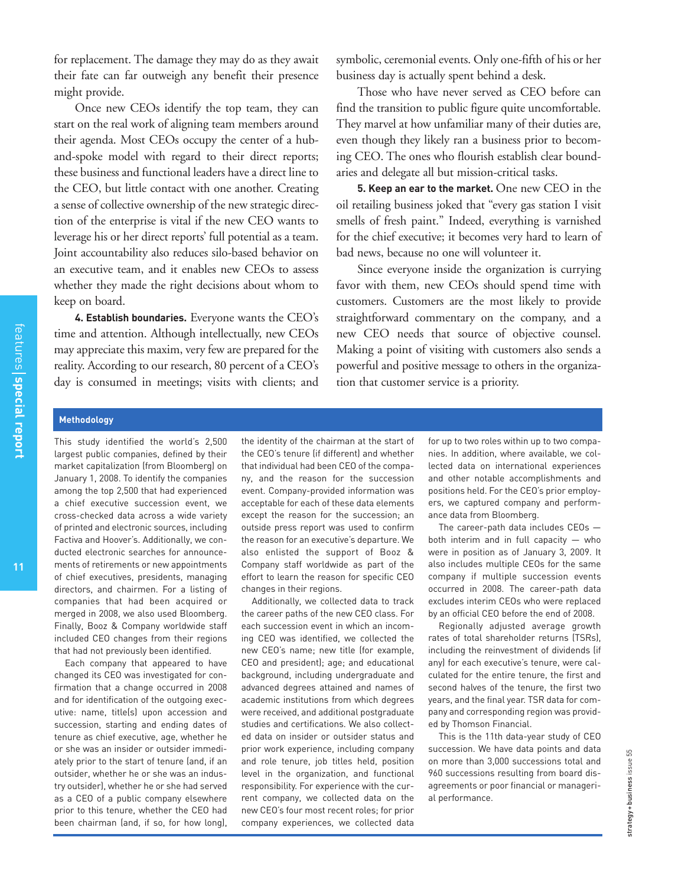for replacement. The damage they may do as they await their fate can far outweigh any benefit their presence might provide.

Once new CEOs identify the top team, they can start on the real work of aligning team members around their agenda. Most CEOs occupy the center of a hub-and-spoke model with regard to their direct reports; these business and functional leaders have a direct line to the CEO, but little contact with one another. Creating a sense of collective ownership of the new strategic direction of the enterprise is vital if the new CEO wants to leverage his or her direct reports' full potential as a team. Joint accountability also reduces silo-based behavior on an executive team, and it enables new CEOs to assess whether they made the right decisions about whom to keep on board.

**4. Establish boundaries.** Everyone wants the CEO's time and attention. Although intellectually, new CEOs may appreciate this maxim, very few are prepared for the reality. According to our research, 80 percent of a CEO's day is consumed in meetings; visits with clients; and symbolic, ceremonial events. Only one-fifth of his or her business day is actually spent behind a desk.

Those who have never served as CEO before can find the transition to public figure quite uncomfortable. They marvel at how unfamiliar many of their duties are, even though they likely ran a business prior to becoming CEO. The ones who flourish establish clear boundaries and delegate all but mission-critical tasks.

**5. Keep an ear to the market.** One new CEO in the oil retailing business joked that "every gas station I visit smells of fresh paint." Indeed, everything is varnished for the chief executive; it becomes very hard to learn of bad news, because no one will volunteer it.

Since everyone inside the organization is currying favor with them, new CEOs should spend time with customers. Customers are the most likely to provide straightforward commentary on the company, and a new CEO needs that source of objective counsel. Making a point of visiting with customers also sends a powerful and positive message to others in the organization that customer service is a priority.

## Methodology

This study identified the world's 2,500 largest public companies, defined by their market capitalization (from Bloomberg) on January 1, 2008. To identify the companies among the top 2,500 that had experienced a chief executive succession event, we cross-checked data across a wide variety of printed and electronic sources, including Factiva and Hoover's. Additionally, we conducted electronic searches for announcements of retirements or new appointments of chief executives, presidents, managing directors, and chairmen. For a listing of companies that had been acquired or merged in 2008, we also used Bloomberg. Finally, Booz & Company worldwide staff included CEO changes from their regions that had not previously been identified.

Each company that appeared to have changed its CEO was investigated for confirmation that a change occurred in 2008 and for identification of the outgoing executive: name, title(s) upon accession and succession, starting and ending dates of tenure as chief executive, age, whether he or she was an insider or outsider immediately prior to the start of tenure (and, if an outsider, whether he or she was an industry outsider), whether he or she had served as a CEO of a public company elsewhere prior to this tenure, whether the CEO had been chairman (and, if so, for how long), the identity of the chairman at the start of the CEO's tenure (if different) and whether that individual had been CEO of the company, and the reason for the succession event. Company-provided information was acceptable for each of these data elements except the reason for the succession; an outside press report was used to confirm the reason for an executive's departure. We also enlisted the support of Booz & Company staff worldwide as part of the effort to learn the reason for specific CEO changes in their regions.

Additionally, we collected data to track the career paths of the new CEO class. For each succession event in which an incoming CEO was identified, we collected the new CEO's name; new title (for example, CEO and president); age; and educational background, including undergraduate and advanced degrees attained and names of academic institutions from which degrees were received, and additional postgraduate studies and certifications. We also collected data on insider or outsider status and prior work experience, including company and role tenure, job titles held, position level in the organization, and functional responsibility. For experience with the current company, we collected data on the new CEO's four most recent roles; for prior company experiences, we collected data for up to two roles within up to two companies. In addition, where available, we collected data on international experiences and other notable accomplishments and positions held. For the CEO's prior employers, we captured company and performance data from Bloomberg.

The career-path data includes CEOs — both interim and in full capacity — who were in position as of January 3, 2009. It also includes multiple CEOs for the same company if multiple succession events occurred in 2008. The career-path data excludes interim CEOs who were replaced by an official CEO before the end of 2008.

Regionally adjusted average growth rates of total shareholder returns (TSRs), including the reinvestment of dividends (if any) for each executive's tenure, were calculated for the entire tenure, the first and second halves of the tenure, the first two years, and the final year. TSR data for company and corresponding region was provided by Thomson Financial.

This is the 11th data-year study of CEO succession. We have data points and data on more than 3,000 successions total and 960 successions resulting from board disagreements or poor financial or managerial performance.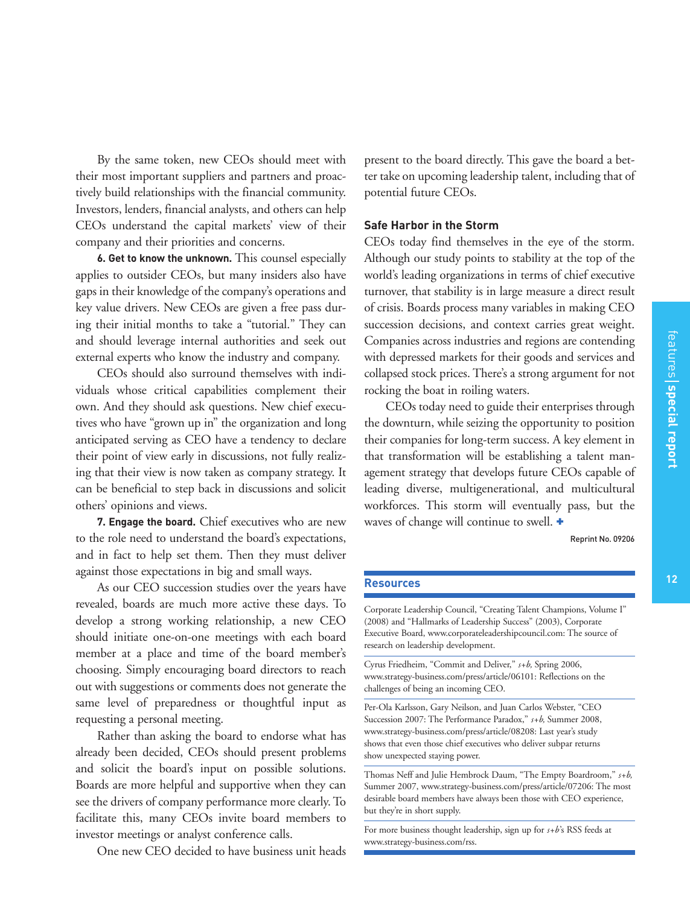By the same token, new CEOs should meet with their most important suppliers and partners and proactively build relationships with the financial community. Investors, lenders, financial analysts, and others can help CEOs understand the capital markets' view of their company and their priorities and concerns.

**6. Get to know the unknown.** This counsel especially applies to outsider CEOs, but many insiders also have gaps in their knowledge of the company's operations and key value drivers. New CEOs are given a free pass during their initial months to take a "tutorial." They can and should leverage internal authorities and seek out external experts who know the industry and company.

CEOs should also surround themselves with individuals whose critical capabilities complement their own. And they should ask questions. New chief executives who have "grown up in" the organization and long anticipated serving as CEO have a tendency to declare their point of view early in discussions, not fully realizing that their view is now taken as company strategy. It can be beneficial to step back in discussions and solicit others' opinions and views.

**7. Engage the board.** Chief executives who are new to the role need to understand the board's expectations, and in fact to help set them. Then they must deliver against those expectations in big and small ways.

As our CEO succession studies over the years have revealed, boards are much more active these days. To develop a strong working relationship, a new CEO should initiate one-on-one meetings with each board member at a place and time of the board member's choosing. Simply encouraging board directors to reach out with suggestions or comments does not generate the same level of preparedness or thoughtful input as requesting a personal meeting.

Rather than asking the board to endorse what has already been decided, CEOs should present problems and solicit the board's input on possible solutions. Boards are more helpful and supportive when they can see the drivers of company performance more clearly. To facilitate this, many CEOs invite board members to investor meetings or analyst conference calls.

One new CEO decided to have business unit heads present to the board directly. This gave the board a better take on upcoming leadership talent, including that of potential future CEOs.

### Safe Harbor in the Storm

CEOs today find themselves in the eye of the storm. Although our study points to stability at the top of the world's leading organizations in terms of chief executive turnover, that stability is in large measure a direct result of crisis. Boards process many variables in making CEO succession decisions, and context carries great weight. Companies across industries and regions are contending with depressed markets for their goods and services and collapsed stock prices. There's a strong argument for not rocking the boat in roiling waters.

CEOs today need to guide their enterprises through the downturn, while seizing the opportunity to position their companies for long-term success. A key element in that transformation will be establishing a talent management strategy that develops future CEOs capable of leading diverse, multigenerational, and multicultural workforces. This storm will eventually pass, but the waves of change will continue to swell. ✚

Reprint No. 09206

### Resources

Corporate Leadership Council, "Creating Talent Champions, Volume I" (2008) and "Hallmarks of Leadership Success" (2003), Corporate Executive Board, www.corporateleadershipcouncil.com: The source of research on leadership development.

Cyrus Friedheim, "Commit and Deliver," *s+b*, Spring 2006, www.strategy-business.com/press/article/06101: Reflections on the challenges of being an incoming CEO.

Per-Ola Karlsson, Gary Neilson, and Juan Carlos Webster, "CEO Succession 2007: The Performance Paradox," *s+b*, Summer 2008, www.strategy-business.com/press/article/08208: Last year's study shows that even those chief executives who deliver subpar returns show unexpected staying power.

Thomas Neff and Julie Hembrock Daum, "The Empty Boardroom," *s+b*, Summer 2007, www.strategy-business.com/press/article/07206: The most desirable board members have always been those with CEO experience, but they're in short supply.

For more business thought leadership, sign up for *s+b*'s RSS feeds at www.strategy-business.com/rss.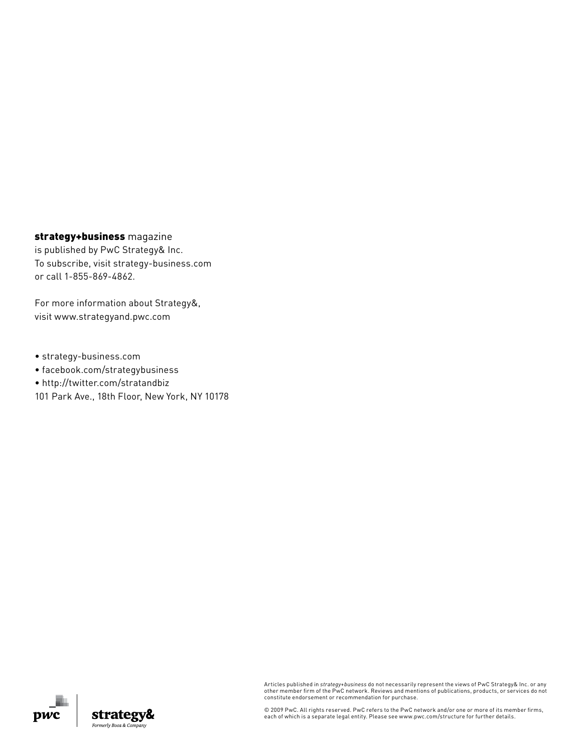**strategy+business** magazine
is published by PwC Strategy& Inc.
To subscribe, visit strategy-business.com
or call 1-855-869-4862.

For more information about Strategy&,
visit www.strategyand.pwc.com

- strategy-business.com
- facebook.com/strategybusiness
- http://twitter.com/stratandbiz

101 Park Ave., 18th Floor, New York, NY 10178

pwc | strategy&
Formerly Booz & Company

Articles published in *strategy+business* do not necessarily represent the views of PwC Strategy& Inc. or any other member firm of the PwC network. Reviews and mentions of publications, products, or services do not constitute endorsement or recommendation for purchase.

© 2009 PwC. All rights reserved. PwC refers to the PwC network and/or one or more of its member firms, each of which is a separate legal entity. Please see www.pwc.com/structure for further details.